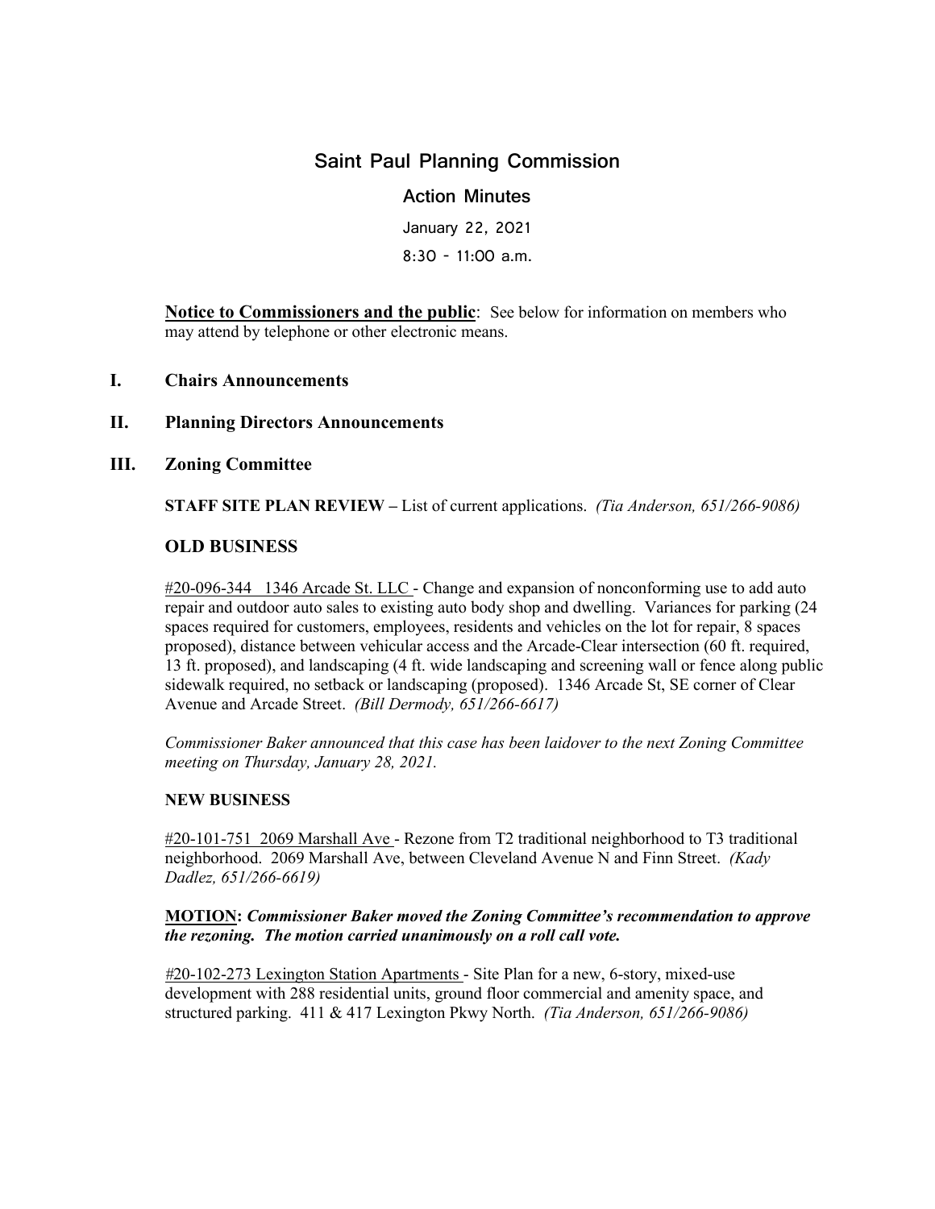# Saint Paul Planning Commission

## Action Minutes

January 22, 2021

8:30 - 11:00 a.m.

**Notice to Commissioners and the public**: See below for information on members who may attend by telephone or other electronic means.

## I. Chairs Announcements

## II. Planning Directors Announcements

## III. Zoning Committee

**STAFF SITE PLAN REVIEW** – List of current applications. *(Tia Anderson, 651/266-9086)*

### OLD BUSINESS

#20-096-344 1346 Arcade St. LLC - Change and expansion of nonconforming use to add auto repair and outdoor auto sales to existing auto body shop and dwelling. Variances for parking (24 spaces required for customers, employees, residents and vehicles on the lot for repair, 8 spaces proposed), distance between vehicular access and the Arcade-Clear intersection (60 ft. required, 13 ft. proposed), and landscaping (4 ft. wide landscaping and screening wall or fence along public sidewalk required, no setback or landscaping (proposed). 1346 Arcade St, SE corner of Clear Avenue and Arcade Street. *(Bill Dermody, 651/266-6617)*

*Commissioner Baker announced that this case has been laidover to the next Zoning Committee meeting on Thursday, January 28, 2021.*

### NEW BUSINESS

#20-101-751 2069 Marshall Ave - Rezone from T2 traditional neighborhood to T3 traditional neighborhood. 2069 Marshall Ave, between Cleveland Avenue N and Finn Street. *(Kady Dadlez, 651/266-6619)*

**MOTION:** ***Commissioner Baker moved the Zoning Committee's recommendation to approve the rezoning. The motion carried unanimously on a roll call vote.***

#20-102-273 Lexington Station Apartments - Site Plan for a new, 6-story, mixed-use development with 288 residential units, ground floor commercial and amenity space, and structured parking. 411 & 417 Lexington Pkwy North. *(Tia Anderson, 651/266-9086)*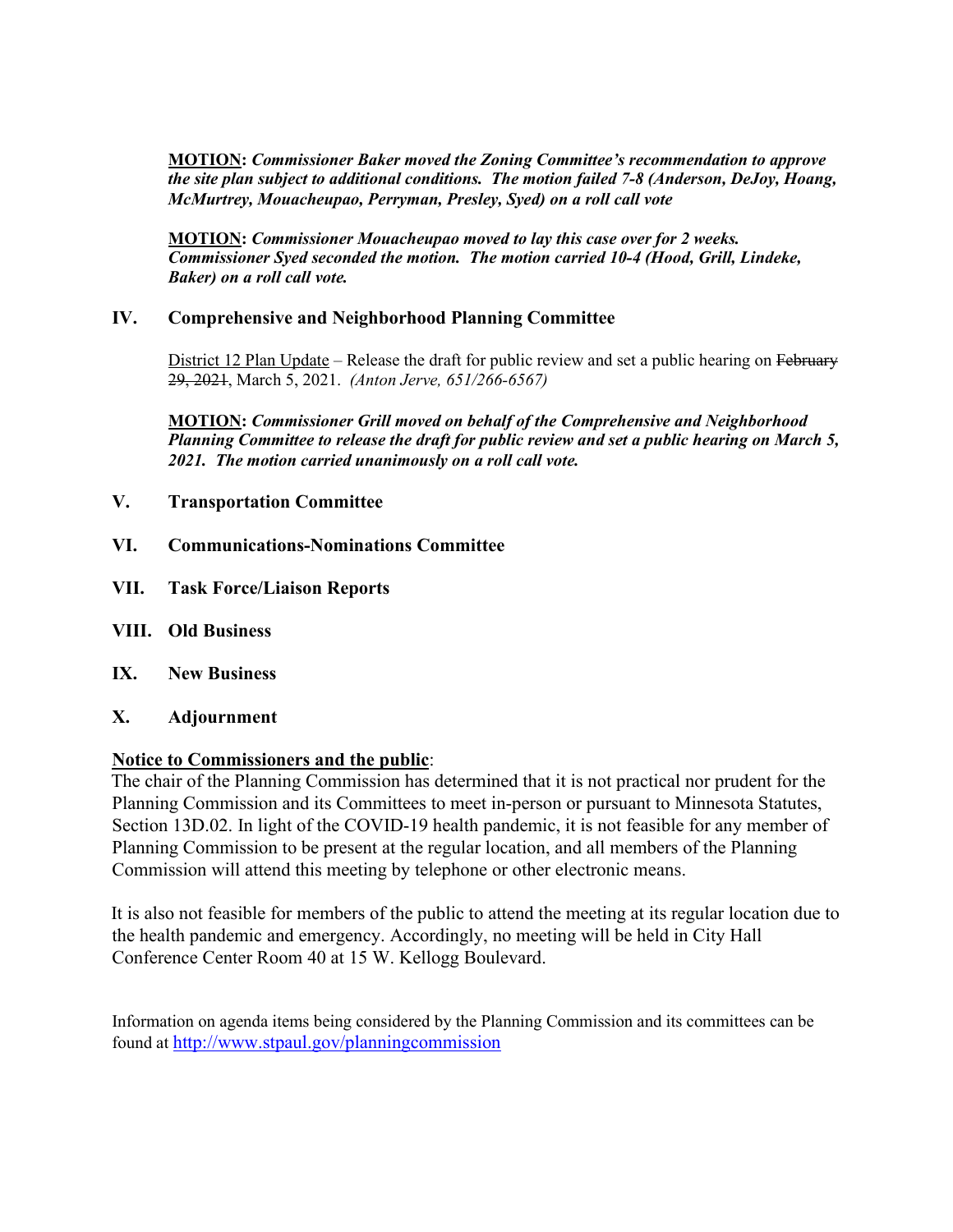**MOTION:** ***Commissioner Baker moved the Zoning Committee's recommendation to approve the site plan subject to additional conditions. The motion failed 7-8 (Anderson, DeJoy, Hoang, McMurtrey, Mouacheupao, Perryman, Presley, Syed) on a roll call vote***

**MOTION:** ***Commissioner Mouacheupao moved to lay this case over for 2 weeks. Commissioner Syed seconded the motion. The motion carried 10-4 (Hood, Grill, Lindeke, Baker) on a roll call vote.***

## IV. Comprehensive and Neighborhood Planning Committee

District 12 Plan Update – Release the draft for public review and set a public hearing on ~~February 29, 2021~~, March 5, 2021. *(Anton Jerve, 651/266-6567)*

**MOTION:** ***Commissioner Grill moved on behalf of the Comprehensive and Neighborhood Planning Committee to release the draft for public review and set a public hearing on March 5, 2021. The motion carried unanimously on a roll call vote.***

## V. Transportation Committee

## VI. Communications-Nominations Committee

## VII. Task Force/Liaison Reports

## VIII. Old Business

## IX. New Business

## X. Adjournment

**Notice to Commissioners and the public**:
The chair of the Planning Commission has determined that it is not practical nor prudent for the Planning Commission and its Committees to meet in-person or pursuant to Minnesota Statutes, Section 13D.02. In light of the COVID-19 health pandemic, it is not feasible for any member of Planning Commission to be present at the regular location, and all members of the Planning Commission will attend this meeting by telephone or other electronic means.

It is also not feasible for members of the public to attend the meeting at its regular location due to the health pandemic and emergency. Accordingly, no meeting will be held in City Hall Conference Center Room 40 at 15 W. Kellogg Boulevard.

Information on agenda items being considered by the Planning Commission and its committees can be found at http://www.stpaul.gov/planningcommission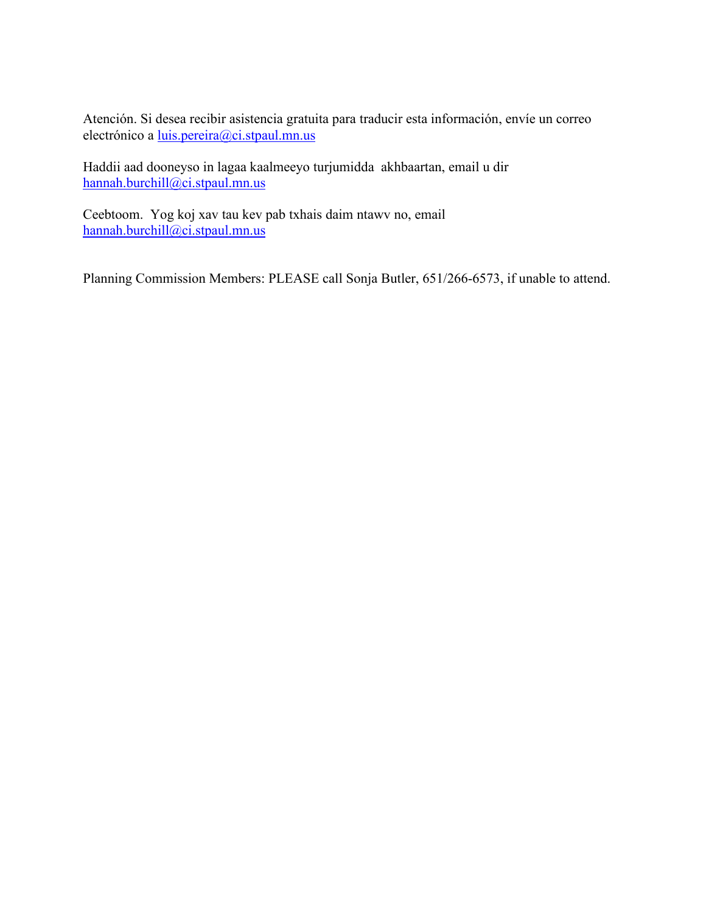Atención. Si desea recibir asistencia gratuita para traducir esta información, envíe un correo electrónico a luis.pereira@ci.stpaul.mn.us

Haddii aad dooneyso in lagaa kaalmeeyo turjumidda akhbaartan, email u dir hannah.burchill@ci.stpaul.mn.us

Ceebtoom. Yog koj xav tau kev pab txhais daim ntawv no, email hannah.burchill@ci.stpaul.mn.us

Planning Commission Members: PLEASE call Sonja Butler, 651/266-6573, if unable to attend.